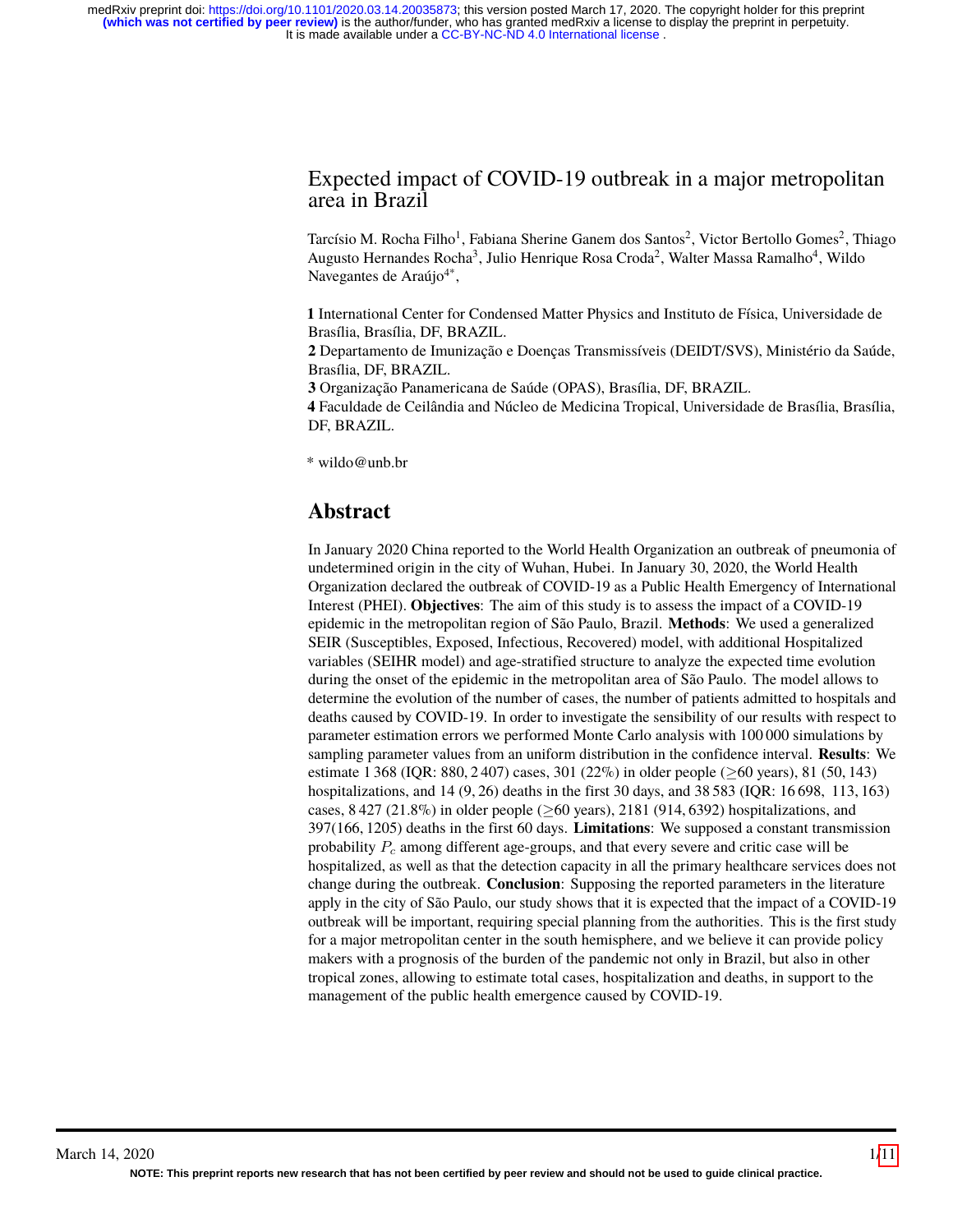# Expected impact of COVID-19 outbreak in a major metropolitan area in Brazil

Tarcísio M. Rocha Filho[1], Fabiana Sherine Ganem dos Santos[2], Victor Bertollo Gomes[2], Thiago Augusto Hernandes Rocha[3], Julio Henrique Rosa Croda[2], Walter Massa Ramalho[4], Wildo Navegantes de Araújo[4*],

**1** International Center for Condensed Matter Physics and Instituto de Física, Universidade de Brasília, Brasília, DF, BRAZIL.
**2** Departamento de Imunização e Doenças Transmissíveis (DEIDT/SVS), Ministério da Saúde, Brasília, DF, BRAZIL.
**3** Organização Panamericana de Saúde (OPAS), Brasília, DF, BRAZIL.
**4** Faculdade de Ceilândia and Núcleo de Medicina Tropical, Universidade de Brasília, Brasília, DF, BRAZIL.

* wildo@unb.br

## Abstract

In January 2020 China reported to the World Health Organization an outbreak of pneumonia of undetermined origin in the city of Wuhan, Hubei. In January 30, 2020, the World Health Organization declared the outbreak of COVID-19 as a Public Health Emergency of International Interest (PHEI). **Objectives**: The aim of this study is to assess the impact of a COVID-19 epidemic in the metropolitan region of São Paulo, Brazil. **Methods**: We used a generalized SEIR (Susceptibles, Exposed, Infectious, Recovered) model, with additional Hospitalized variables (SEIHR model) and age-stratified structure to analyze the expected time evolution during the onset of the epidemic in the metropolitan area of São Paulo. The model allows to determine the evolution of the number of cases, the number of patients admitted to hospitals and deaths caused by COVID-19. In order to investigate the sensibility of our results with respect to parameter estimation errors we performed Monte Carlo analysis with 100 000 simulations by sampling parameter values from an uniform distribution in the confidence interval. **Results**: We estimate 1 368 (IQR: 880, 2 407) cases, 301 (22%) in older people ($\geq$60 years), 81 (50, 143) hospitalizations, and 14 (9, 26) deaths in the first 30 days, and 38 583 (IQR: 16 698, 113, 163) cases, 8 427 (21.8%) in older people ($\geq$60 years), 2181 (914, 6392) hospitalizations, and 397(166, 1205) deaths in the first 60 days. **Limitations**: We supposed a constant transmission probability $P_c$ among different age-groups, and that every severe and critic case will be hospitalized, as well as that the detection capacity in all the primary healthcare services does not change during the outbreak. **Conclusion**: Supposing the reported parameters in the literature apply in the city of São Paulo, our study shows that it is expected that the impact of a COVID-19 outbreak will be important, requiring special planning from the authorities. This is the first study for a major metropolitan center in the south hemisphere, and we believe it can provide policy makers with a prognosis of the burden of the pandemic not only in Brazil, but also in other tropical zones, allowing to estimate total cases, hospitalization and deaths, in support to the management of the public health emergence caused by COVID-19.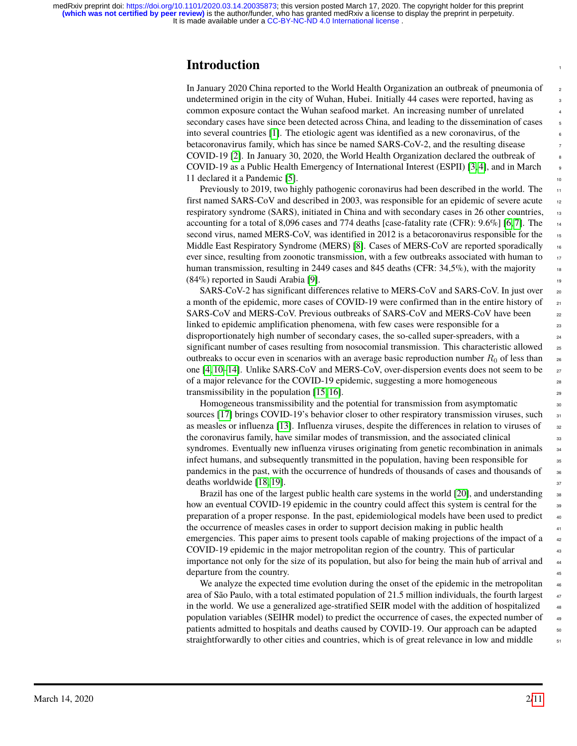# Introduction

In January 2020 China reported to the World Health Organization an outbreak of pneumonia of undetermined origin in the city of Wuhan, Hubei. Initially 44 cases were reported, having as common exposure contact the Wuhan seafood market. An increasing number of unrelated secondary cases have since been detected across China, and leading to the dissemination of cases into several countries [1]. The etiologic agent was identified as a new coronavirus, of the betacoronavirus family, which has since be named SARS-CoV-2, and the resulting disease COVID-19 [2]. In January 30, 2020, the World Health Organization declared the outbreak of COVID-19 as a Public Health Emergency of International Interest (ESPII) [3,4], and in March 11 declared it a Pandemic [5].

Previously to 2019, two highly pathogenic coronavirus had been described in the world. The first named SARS-CoV and described in 2003, was responsible for an epidemic of severe acute respiratory syndrome (SARS), initiated in China and with secondary cases in 26 other countries, accounting for a total of 8,096 cases and 774 deaths [case-fatality rate (CFR): 9.6%] [6,7]. The second virus, named MERS-CoV, was identified in 2012 is a betacoronavirus responsible for the Middle East Respiratory Syndrome (MERS) [8]. Cases of MERS-CoV are reported sporadically ever since, resulting from zoonotic transmission, with a few outbreaks associated with human to human transmission, resulting in 2449 cases and 845 deaths (CFR: 34,5%), with the majority (84%) reported in Saudi Arabia [9].

SARS-CoV-2 has significant differences relative to MERS-CoV and SARS-CoV. In just over a month of the epidemic, more cases of COVID-19 were confirmed than in the entire history of SARS-CoV and MERS-CoV. Previous outbreaks of SARS-CoV and MERS-CoV have been linked to epidemic amplification phenomena, with few cases were responsible for a disproportionately high number of secondary cases, the so-called super-spreaders, with a significant number of cases resulting from nosocomial transmission. This characteristic allowed outbreaks to occur even in scenarios with an average basic reproduction number $R_0$ of less than one [4,10–14]. Unlike SARS-CoV and MERS-CoV, over-dispersion events does not seem to be of a major relevance for the COVID-19 epidemic, suggesting a more homogeneous transmissibility in the population [15,16].

Homogeneous transmissibility and the potential for transmission from asymptomatic sources [17] brings COVID-19's behavior closer to other respiratory transmission viruses, such as measles or influenza [13]. Influenza viruses, despite the differences in relation to viruses of the coronavirus family, have similar modes of transmission, and the associated clinical syndromes. Eventually new influenza viruses originating from genetic recombination in animals infect humans, and subsequently transmitted in the population, having been responsible for pandemics in the past, with the occurrence of hundreds of thousands of cases and thousands of deaths worldwide [18,19].

Brazil has one of the largest public health care systems in the world [20], and understanding how an eventual COVID-19 epidemic in the country could affect this system is central for the preparation of a proper response. In the past, epidemiological models have been used to predict the occurrence of measles cases in order to support decision making in public health emergencies. This paper aims to present tools capable of making projections of the impact of a COVID-19 epidemic in the major metropolitan region of the country. This of particular importance not only for the size of its population, but also for being the main hub of arrival and departure from the country.

We analyze the expected time evolution during the onset of the epidemic in the metropolitan area of São Paulo, with a total estimated population of 21.5 million individuals, the fourth largest in the world. We use a generalized age-stratified SEIR model with the addition of hospitalized population variables (SEIHR model) to predict the occurrence of cases, the expected number of patients admitted to hospitals and deaths caused by COVID-19. Our approach can be adapted straightforwardly to other cities and countries, which is of great relevance in low and middle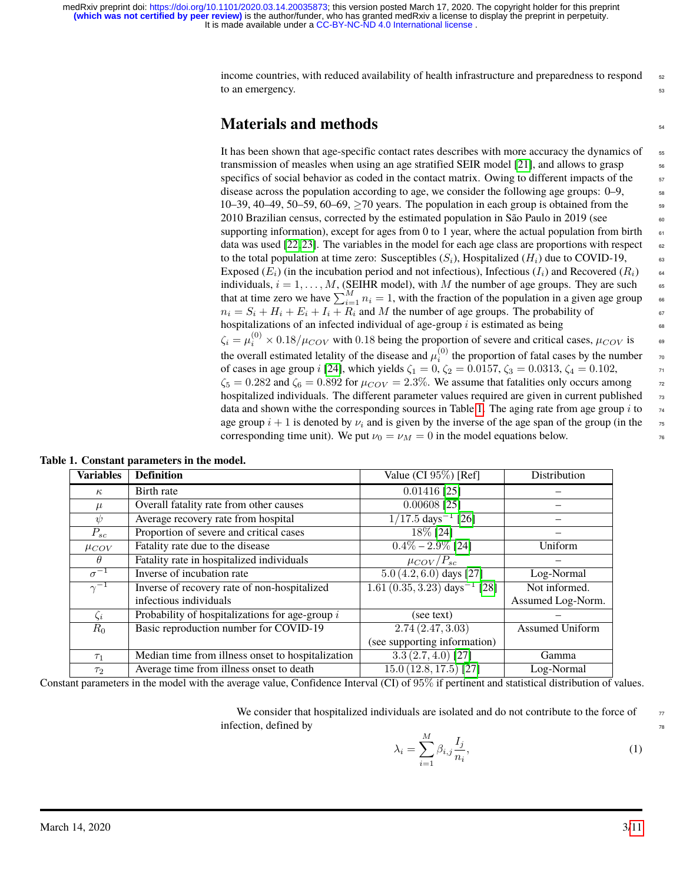income countries, with reduced availability of health infrastructure and preparedness to respond to an emergency.

# Materials and methods

It has been shown that age-specific contact rates describes with more accuracy the dynamics of transmission of measles when using an age stratified SEIR model [21], and allows to grasp specifics of social behavior as coded in the contact matrix. Owing to different impacts of the disease across the population according to age, we consider the following age groups: 0–9, 10–39, 40–49, 50–59, 60–69, ≥70 years. The population in each group is obtained from the 2010 Brazilian census, corrected by the estimated population in São Paulo in 2019 (see supporting information), except for ages from 0 to 1 year, where the actual population from birth data was used [22, 23]. The variables in the model for each age class are proportions with respect to the total population at time zero: Susceptibles ($S_i$), Hospitalized ($H_i$) due to COVID-19, Exposed ($E_i$) (in the incubation period and not infectious), Infectious ($I_i$) and Recovered ($R_i$) individuals, $i = 1, \ldots, M$, (SEIHR model), with $M$ the number of age groups. They are such that at time zero we have $\sum_{i=1}^{M} n_i = 1$, with the fraction of the population in a given age group $n_i = S_i + H_i + E_i + I_i + R_i$ and $M$ the number of age groups. The probability of hospitalizations of an infected individual of age-group $i$ is estimated as being $\zeta_i = \mu_i^{(0)} \times 0.18/\mu_{COV}$ with 0.18 being the proportion of severe and critical cases, $\mu_{COV}$ is the overall estimated letality of the disease and $\mu_i^{(0)}$ the proportion of fatal cases by the number of cases in age group $i$ [24], which yields $\zeta_1 = 0$, $\zeta_2 = 0.0157$, $\zeta_3 = 0.0313$, $\zeta_4 = 0.102$, $\zeta_5 = 0.282$ and $\zeta_6 = 0.892$ for $\mu_{COV} = 2.3\%$. We assume that fatalities only occurs among hospitalized individuals. The different parameter values required are given in current published data and shown withe the corresponding sources in Table 1. The aging rate from age group $i$ to age group $i+1$ is denoted by $\nu_i$ and is given by the inverse of the age span of the group (in the corresponding time unit). We put $\nu_0 = \nu_M = 0$ in the model equations below.

**Table 1. Constant parameters in the model.**

| Variables | Definition | Value (CI 95%) [Ref] | Distribution |
|---|---|---|---|
| $\kappa$ | Birth rate | 0.01416 [25] | – |
| $\mu$ | Overall fatality rate from other causes | 0.00608 [25] | – |
| $\psi$ | Average recovery rate from hospital | $1/17.5$ days$^{-1}$ [26] | – |
| $P_{sc}$ | Proportion of severe and critical cases | 18% [24] | – |
| $\mu_{COV}$ | Fatality rate due to the disease | 0.4% – 2.9% [24] | Uniform |
| $\theta$ | Fatality rate in hospitalized individuals | $\mu_{COV}/P_{sc}$ | – |
| $\sigma^{-1}$ | Inverse of incubation rate | 5.0 (4.2, 6.0) days [27] | Log-Normal |
| $\gamma^{-1}$ | Inverse of recovery rate of non-hospitalized infectious individuals | 1.61 (0.35, 3.23) days$^{-1}$ [28] | Not informed. Assumed Log-Norm. |
| $\zeta_i$ | Probability of hospitalizations for age-group $i$ | (see text) | – |
| $R_0$ | Basic reproduction number for COVID-19 | 2.74 (2.47, 3.03) (see supporting information) | Assumed Uniform |
| $\tau_1$ | Median time from illness onset to hospitalization | 3.3 (2.7, 4.0) [27] | Gamma |
| $\tau_2$ | Average time from illness onset to death | 15.0 (12.8, 17.5) [27] | Log-Normal |

Constant parameters in the model with the average value, Confidence Interval (CI) of 95% if pertinent and statistical distribution of values.

We consider that hospitalized individuals are isolated and do not contribute to the force of infection, defined by

$$\lambda_i = \sum_{i=1}^{M} \beta_{i,j} \frac{I_j}{n_i}, \tag{1}$$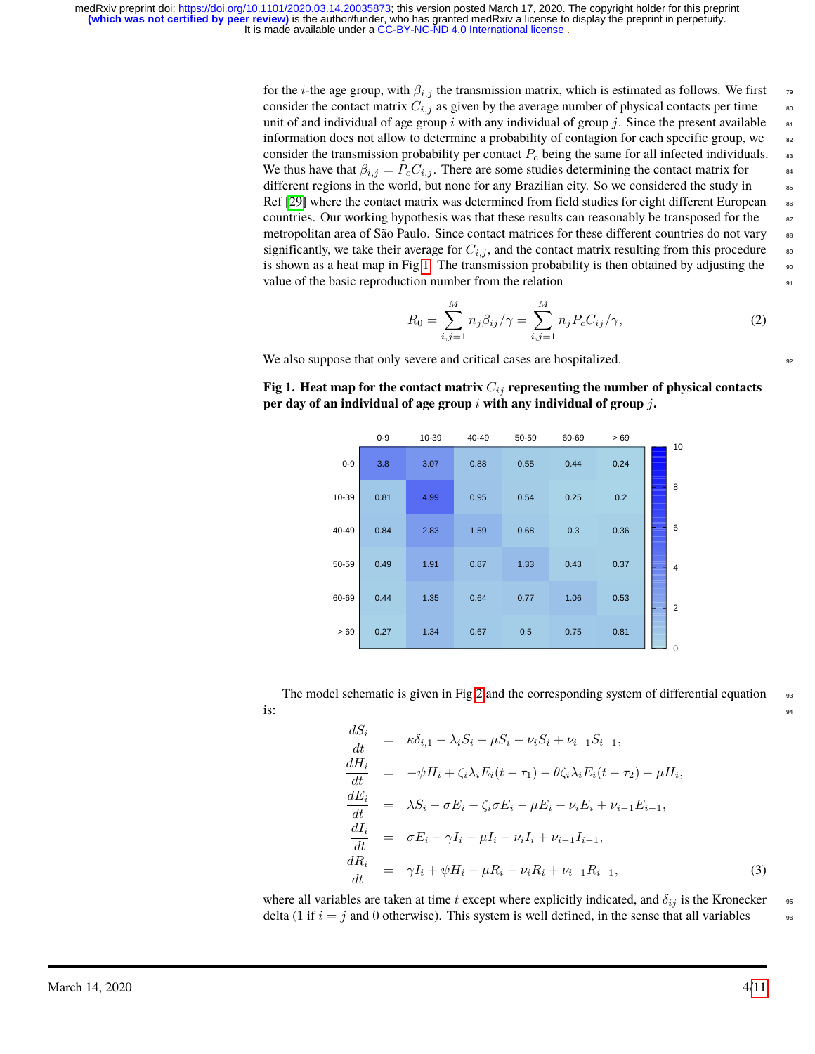for the $i$-the age group, with $\beta_{i,j}$ the transmission matrix, which is estimated as follows. We first consider the contact matrix $C_{i,j}$ as given by the average number of physical contacts per time unit of and individual of age group $i$ with any individual of group $j$. Since the present available information does not allow to determine a probability of contagion for each specific group, we consider the transmission probability per contact $P_c$ being the same for all infected individuals. We thus have that $\beta_{i,j} = P_c C_{i,j}$. There are some studies determining the contact matrix for different regions in the world, but none for any Brazilian city. So we considered the study in Ref [29] where the contact matrix was determined from field studies for eight different European countries. Our working hypothesis was that these results can reasonably be transposed for the metropolitan area of São Paulo. Since contact matrices for these different countries do not vary significantly, we take their average for $C_{i,j}$, and the contact matrix resulting from this procedure is shown as a heat map in Fig 1. The transmission probability is then obtained by adjusting the value of the basic reproduction number from the relation

$$R_0 = \sum_{i,j=1}^{M} n_j \beta_{ij}/\gamma = \sum_{i,j=1}^{M} n_j P_c C_{ij}/\gamma, \tag{2}$$

We also suppose that only severe and critical cases are hospitalized.

**Fig 1. Heat map for the contact matrix $C_{ij}$ representing the number of physical contacts per day of an individual of age group $i$ with any individual of group $j$.**

| | 0-9 | 10-39 | 40-49 | 50-59 | 60-69 | > 69 |
|---|---|---|---|---|---|---|
| 0-9 | 3.8 | 3.07 | 0.88 | 0.55 | 0.44 | 0.24 |
| 10-39 | 0.81 | 4.99 | 0.95 | 0.54 | 0.25 | 0.2 |
| 40-49 | 0.84 | 2.83 | 1.59 | 0.68 | 0.3 | 0.36 |
| 50-59 | 0.49 | 1.91 | 0.87 | 1.33 | 0.43 | 0.37 |
| 60-69 | 0.44 | 1.35 | 0.64 | 0.77 | 1.06 | 0.53 |
| > 69 | 0.27 | 1.34 | 0.67 | 0.5 | 0.75 | 0.81 |

The model schematic is given in Fig 2 and the corresponding system of differential equation is:

$$\begin{aligned}
\frac{dS_i}{dt} &= \kappa\delta_{i,1} - \lambda_i S_i - \mu S_i - \nu_i S_i + \nu_{i-1} S_{i-1}, \\
\frac{dH_i}{dt} &= -\psi H_i + \zeta_i \lambda_i E_i(t-\tau_1) - \theta\zeta_i\lambda_i E_i(t-\tau_2) - \mu H_i, \\
\frac{dE_i}{dt} &= \lambda S_i - \sigma E_i - \zeta_i \sigma E_i - \mu E_i - \nu_i E_i + \nu_{i-1} E_{i-1}, \\
\frac{dI_i}{dt} &= \sigma E_i - \gamma I_i - \mu I_i - \nu_i I_i + \nu_{i-1} I_{i-1}, \\
\frac{dR_i}{dt} &= \gamma I_i + \psi H_i - \mu R_i - \nu_i R_i + \nu_{i-1} R_{i-1},
\end{aligned} \tag{3}$$

where all variables are taken at time $t$ except where explicitly indicated, and $\delta_{ij}$ is the Kronecker delta (1 if $i = j$ and 0 otherwise). This system is well defined, in the sense that all variables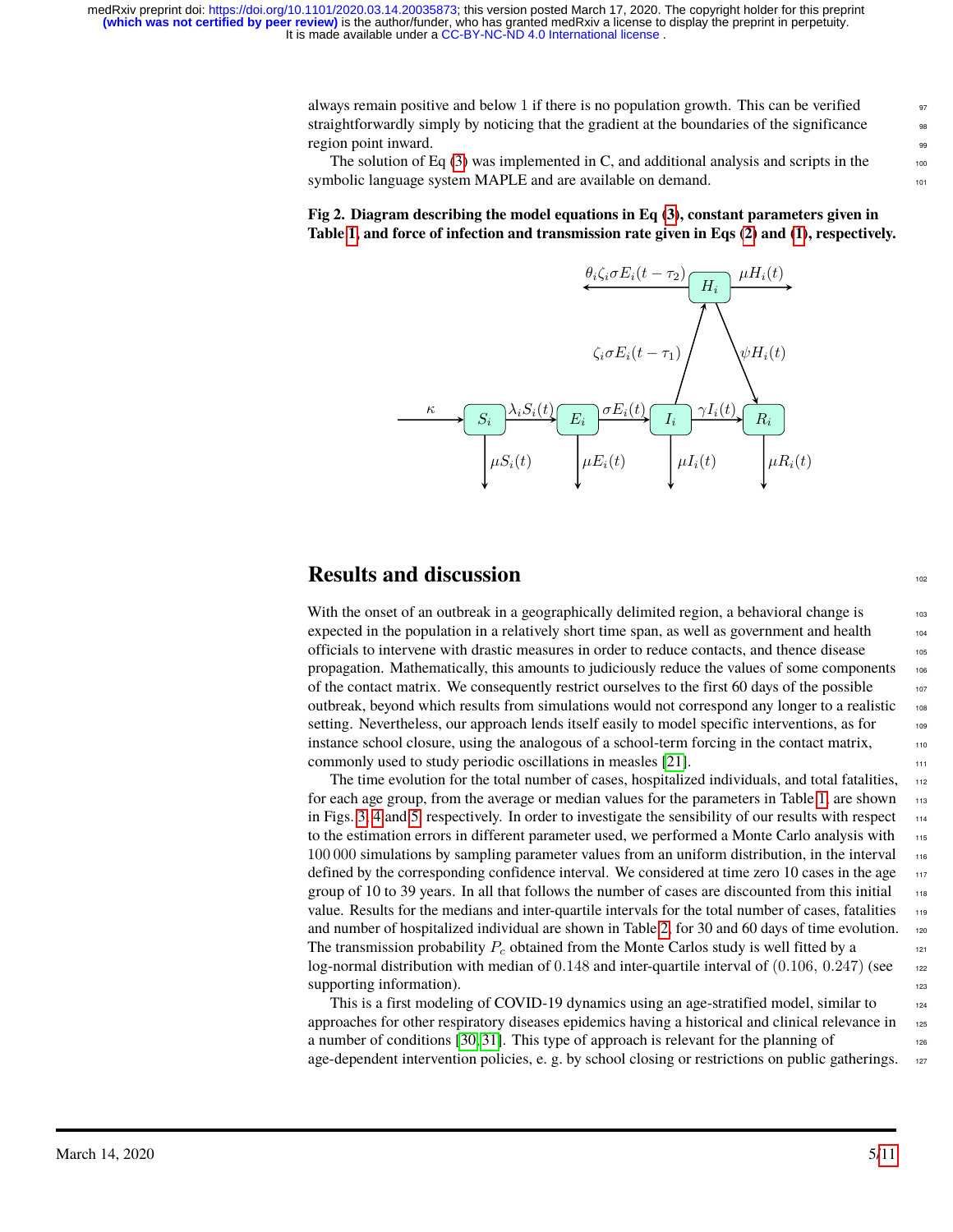always remain positive and below 1 if there is no population growth. This can be verified straightforwardly simply by noticing that the gradient at the boundaries of the significance region point inward.

The solution of Eq (3) was implemented in C, and additional analysis and scripts in the symbolic language system MAPLE and are available on demand.

**Fig 2. Diagram describing the model equations in Eq (3), constant parameters given in Table 1, and force of infection and transmission rate given in Eqs (2) and (1), respectively.**

## Results and discussion

With the onset of an outbreak in a geographically delimited region, a behavioral change is expected in the population in a relatively short time span, as well as government and health officials to intervene with drastic measures in order to reduce contacts, and thence disease propagation. Mathematically, this amounts to judiciously reduce the values of some components of the contact matrix. We consequently restrict ourselves to the first 60 days of the possible outbreak, beyond which results from simulations would not correspond any longer to a realistic setting. Nevertheless, our approach lends itself easily to model specific interventions, as for instance school closure, using the analogous of a school-term forcing in the contact matrix, commonly used to study periodic oscillations in measles [21].

The time evolution for the total number of cases, hospitalized individuals, and total fatalities, for each age group, from the average or median values for the parameters in Table 1 are shown in Figs. 3, 4 and 5, respectively. In order to investigate the sensibility of our results with respect to the estimation errors in different parameter used, we performed a Monte Carlo analysis with 100 000 simulations by sampling parameter values from an uniform distribution, in the interval defined by the corresponding confidence interval. We considered at time zero 10 cases in the age group of 10 to 39 years. In all that follows the number of cases are discounted from this initial value. Results for the medians and inter-quartile intervals for the total number of cases, fatalities and number of hospitalized individual are shown in Table 2, for 30 and 60 days of time evolution. The transmission probability $P_c$ obtained from the Monte Carlos study is well fitted by a log-normal distribution with median of $0.148$ and inter-quartile interval of $(0.106,\ 0.247)$ (see supporting information).

This is a first modeling of COVID-19 dynamics using an age-stratified model, similar to approaches for other respiratory diseases epidemics having a historical and clinical relevance in a number of conditions [30, 31]. This type of approach is relevant for the planning of age-dependent intervention policies, e. g. by school closing or restrictions on public gatherings.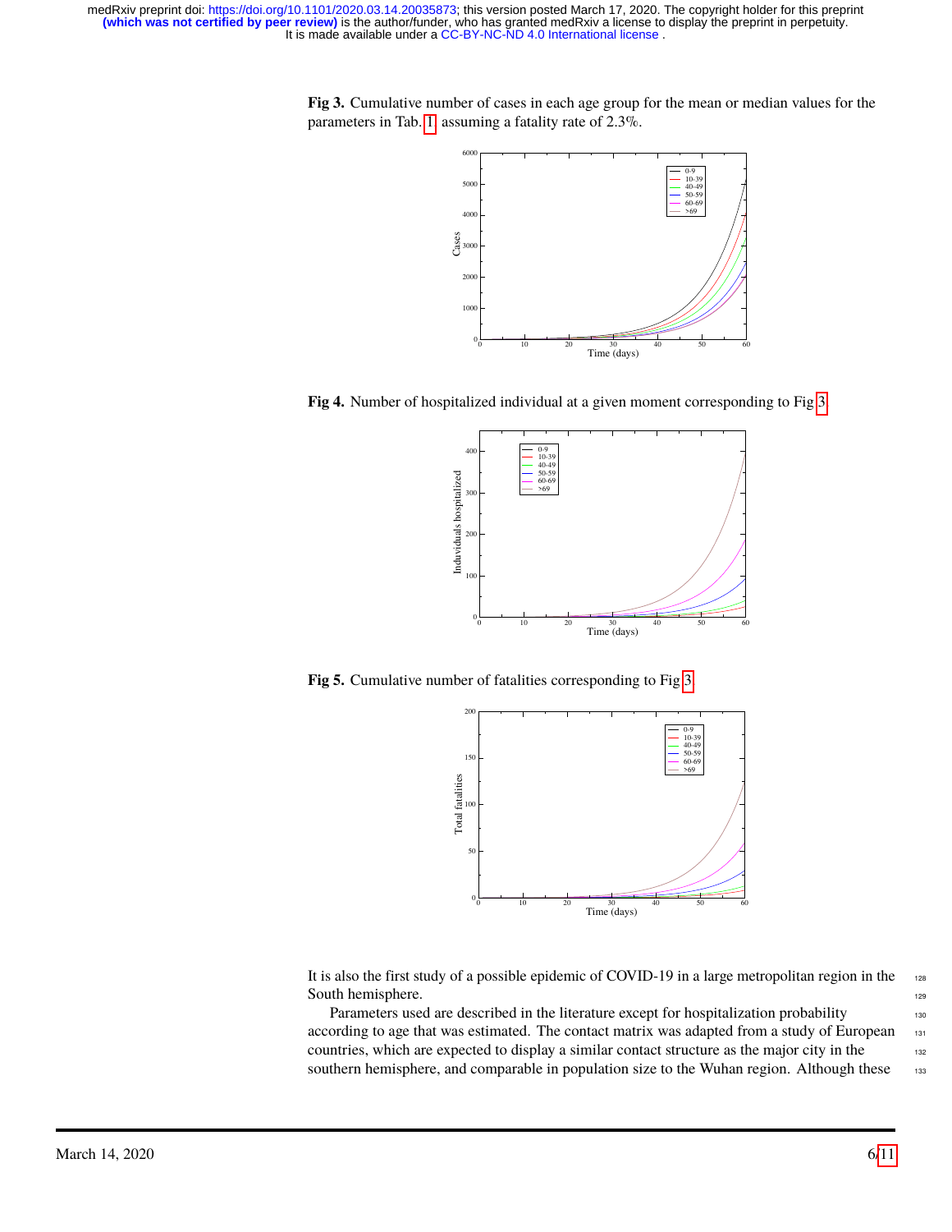**Fig 3.** Cumulative number of cases in each age group for the mean or median values for the parameters in Tab. 1 assuming a fatality rate of 2.3%.

**Fig 4.** Number of hospitalized individual at a given moment corresponding to Fig 3

**Fig 5.** Cumulative number of fatalities corresponding to Fig 3

It is also the first study of a possible epidemic of COVID-19 in a large metropolitan region in the South hemisphere.

Parameters used are described in the literature except for hospitalization probability according to age that was estimated. The contact matrix was adapted from a study of European countries, which are expected to display a similar contact structure as the major city in the southern hemisphere, and comparable in population size to the Wuhan region. Although these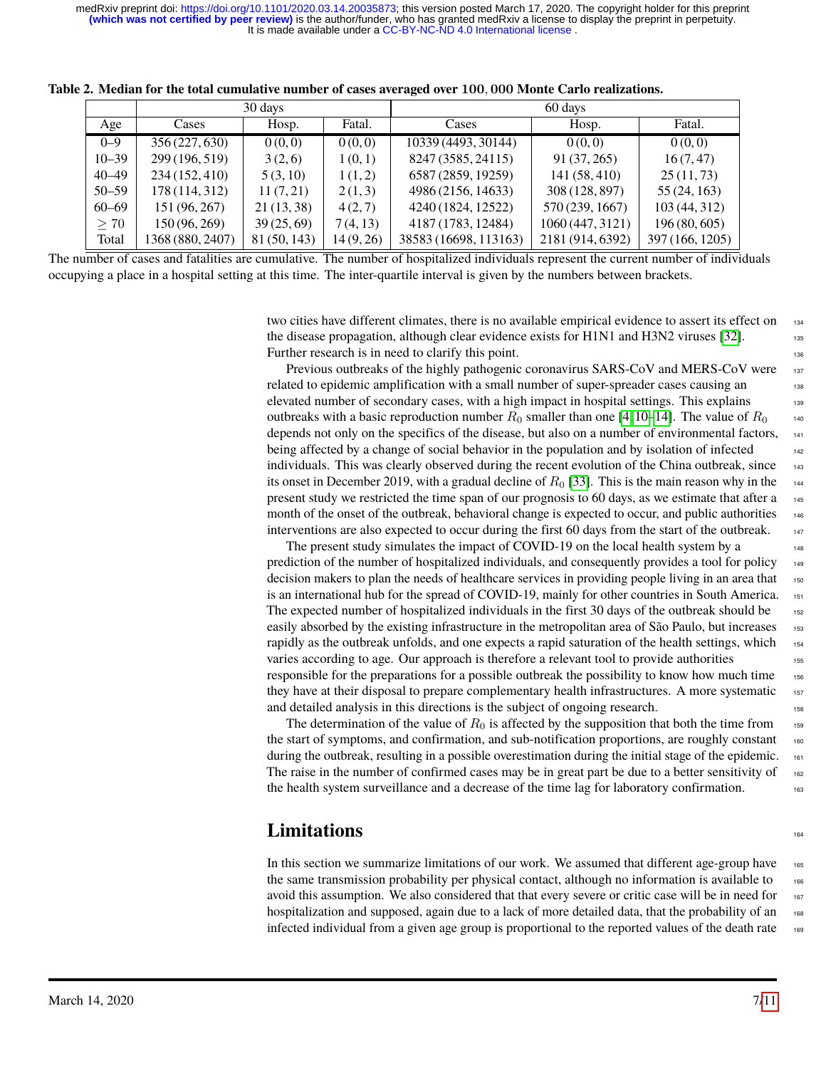**Table 2. Median for the total cumulative number of cases averaged over 100,000 Monte Carlo realizations.**

| | 30 days | | | 60 days | | |
|---|---|---|---|---|---|---|
| Age | Cases | Hosp. | Fatal. | Cases | Hosp. | Fatal. |
| 0–9 | 356 (227, 630) | 0 (0, 0) | 0 (0, 0) | 10339 (4493, 30144) | 0 (0, 0) | 0 (0, 0) |
| 10–39 | 299 (196, 519) | 3 (2, 6) | 1 (0, 1) | 8247 (3585, 24115) | 91 (37, 265) | 16 (7, 47) |
| 40–49 | 234 (152, 410) | 5 (3, 10) | 1 (1, 2) | 6587 (2859, 19259) | 141 (58, 410) | 25 (11, 73) |
| 50–59 | 178 (114, 312) | 11 (7, 21) | 2 (1, 3) | 4986 (2156, 14633) | 308 (128, 897) | 55 (24, 163) |
| 60–69 | 151 (96, 267) | 21 (13, 38) | 4 (2, 7) | 4240 (1824, 12522) | 570 (239, 1667) | 103 (44, 312) |
| $\geq 70$ | 150 (96, 269) | 39 (25, 69) | 7 (4, 13) | 4187 (1783, 12484) | 1060 (447, 3121) | 196 (80, 605) |
| Total | 1368 (880, 2407) | 81 (50, 143) | 14 (9, 26) | 38583 (16698, 113163) | 2181 (914, 6392) | 397 (166, 1205) |

The number of cases and fatalities are cumulative. The number of hospitalized individuals represent the current number of individuals occupying a place in a hospital setting at this time. The inter-quartile interval is given by the numbers between brackets.

two cities have different climates, there is no available empirical evidence to assert its effect on the disease propagation, although clear evidence exists for H1N1 and H3N2 viruses [32]. Further research is in need to clarify this point.

Previous outbreaks of the highly pathogenic coronavirus SARS-CoV and MERS-CoV were related to epidemic amplification with a small number of super-spreader cases causing an elevated number of secondary cases, with a high impact in hospital settings. This explains outbreaks with a basic reproduction number $R_0$ smaller than one [4, 10–14]. The value of $R_0$ depends not only on the specifics of the disease, but also on a number of environmental factors, being affected by a change of social behavior in the population and by isolation of infected individuals. This was clearly observed during the recent evolution of the China outbreak, since its onset in December 2019, with a gradual decline of $R_0$ [33]. This is the main reason why in the present study we restricted the time span of our prognosis to 60 days, as we estimate that after a month of the onset of the outbreak, behavioral change is expected to occur, and public authorities interventions are also expected to occur during the first 60 days from the start of the outbreak.

The present study simulates the impact of COVID-19 on the local health system by a prediction of the number of hospitalized individuals, and consequently provides a tool for policy decision makers to plan the needs of healthcare services in providing people living in an area that is an international hub for the spread of COVID-19, mainly for other countries in South America. The expected number of hospitalized individuals in the first 30 days of the outbreak should be easily absorbed by the existing infrastructure in the metropolitan area of São Paulo, but increases rapidly as the outbreak unfolds, and one expects a rapid saturation of the health settings, which varies according to age. Our approach is therefore a relevant tool to provide authorities responsible for the preparations for a possible outbreak the possibility to know how much time they have at their disposal to prepare complementary health infrastructures. A more systematic and detailed analysis in this directions is the subject of ongoing research.

The determination of the value of $R_0$ is affected by the supposition that both the time from the start of symptoms, and confirmation, and sub-notification proportions, are roughly constant during the outbreak, resulting in a possible overestimation during the initial stage of the epidemic. The raise in the number of confirmed cases may be in great part be due to a better sensitivity of the health system surveillance and a decrease of the time lag for laboratory confirmation.

## Limitations

In this section we summarize limitations of our work. We assumed that different age-group have the same transmission probability per physical contact, although no information is available to avoid this assumption. We also considered that that every severe or critic case will be in need for hospitalization and supposed, again due to a lack of more detailed data, that the probability of an infected individual from a given age group is proportional to the reported values of the death rate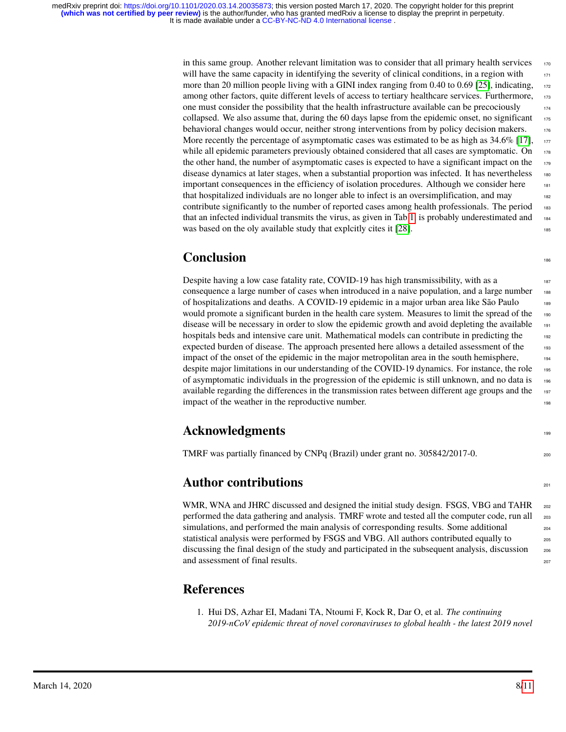in this same group. Another relevant limitation was to consider that all primary health services will have the same capacity in identifying the severity of clinical conditions, in a region with more than 20 million people living with a GINI index ranging from 0.40 to 0.69 [25], indicating, among other factors, quite different levels of access to tertiary healthcare services. Furthermore, one must consider the possibility that the health infrastructure available can be precociously collapsed. We also assume that, during the 60 days lapse from the epidemic onset, no significant behavioral changes would occur, neither strong interventions from by policy decision makers. More recently the percentage of asymptomatic cases was estimated to be as high as 34.6% [17], while all epidemic parameters previously obtained considered that all cases are symptomatic. On the other hand, the number of asymptomatic cases is expected to have a significant impact on the disease dynamics at later stages, when a substantial proportion was infected. It has nevertheless important consequences in the efficiency of isolation procedures. Although we consider here that hospitalized individuals are no longer able to infect is an oversimplification, and may contribute significantly to the number of reported cases among health professionals. The period that an infected individual transmits the virus, as given in Tab 1, is probably underestimated and was based on the oly available study that explcitly cites it [28].

## Conclusion

Despite having a low case fatality rate, COVID-19 has high transmissibility, with as a consequence a large number of cases when introduced in a naive population, and a large number of hospitalizations and deaths. A COVID-19 epidemic in a major urban area like São Paulo would promote a significant burden in the health care system. Measures to limit the spread of the disease will be necessary in order to slow the epidemic growth and avoid depleting the available hospitals beds and intensive care unit. Mathematical models can contribute in predicting the expected burden of disease. The approach presented here allows a detailed assessment of the impact of the onset of the epidemic in the major metropolitan area in the south hemisphere, despite major limitations in our understanding of the COVID-19 dynamics. For instance, the role of asymptomatic individuals in the progression of the epidemic is still unknown, and no data is available regarding the differences in the transmission rates between different age groups and the impact of the weather in the reproductive number.

## Acknowledgments

TMRF was partially financed by CNPq (Brazil) under grant no. 305842/2017-0.

## Author contributions

WMR, WNA and JHRC discussed and designed the initial study design. FSGS, VBG and TAHR performed the data gathering and analysis. TMRF wrote and tested all the computer code, run all simulations, and performed the main analysis of corresponding results. Some additional statistical analysis were performed by FSGS and VBG. All authors contributed equally to discussing the final design of the study and participated in the subsequent analysis, discussion and assessment of final results.

## References

1. Hui DS, Azhar EI, Madani TA, Ntoumi F, Kock R, Dar O, et al. *The continuing 2019-nCoV epidemic threat of novel coronaviruses to global health - the latest 2019 novel*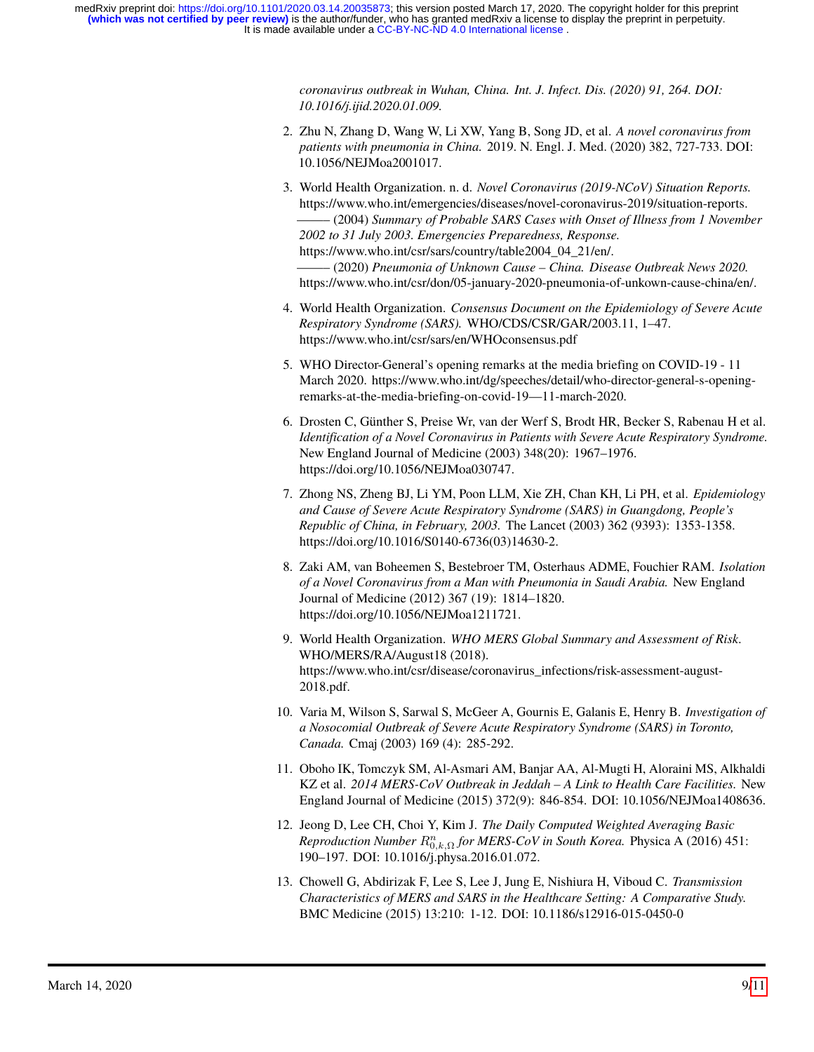*coronavirus outbreak in Wuhan, China. Int. J. Infect. Dis. (2020) 91, 264. DOI: 10.1016/j.ijid.2020.01.009.*

2. Zhu N, Zhang D, Wang W, Li XW, Yang B, Song JD, et al. *A novel coronavirus from patients with pneumonia in China.* 2019. N. Engl. J. Med. (2020) 382, 727-733. DOI: 10.1056/NEJMoa2001017.

3. World Health Organization. n. d. *Novel Coronavirus (2019-NCoV) Situation Reports.* https://www.who.int/emergencies/diseases/novel-coronavirus-2019/situation-reports.
——— (2004) *Summary of Probable SARS Cases with Onset of Illness from 1 November 2002 to 31 July 2003. Emergencies Preparedness, Response.* https://www.who.int/csr/sars/country/table2004_04_21/en/.
——— (2020) *Pneumonia of Unknown Cause – China. Disease Outbreak News 2020.* https://www.who.int/csr/don/05-january-2020-pneumonia-of-unkown-cause-china/en/.

4. World Health Organization. *Consensus Document on the Epidemiology of Severe Acute Respiratory Syndrome (SARS).* WHO/CDS/CSR/GAR/2003.11, 1–47. https://www.who.int/csr/sars/en/WHOconsensus.pdf

5. WHO Director-General's opening remarks at the media briefing on COVID-19 - 11 March 2020. https://www.who.int/dg/speeches/detail/who-director-general-s-opening-remarks-at-the-media-briefing-on-covid-19—11-march-2020.

6. Drosten C, Günther S, Preise Wr, van der Werf S, Brodt HR, Becker S, Rabenau H et al. *Identification of a Novel Coronavirus in Patients with Severe Acute Respiratory Syndrome.* New England Journal of Medicine (2003) 348(20): 1967–1976. https://doi.org/10.1056/NEJMoa030747.

7. Zhong NS, Zheng BJ, Li YM, Poon LLM, Xie ZH, Chan KH, Li PH, et al. *Epidemiology and Cause of Severe Acute Respiratory Syndrome (SARS) in Guangdong, People's Republic of China, in February, 2003.* The Lancet (2003) 362 (9393): 1353-1358. https://doi.org/10.1016/S0140-6736(03)14630-2.

8. Zaki AM, van Boheemen S, Bestebroer TM, Osterhaus ADME, Fouchier RAM. *Isolation of a Novel Coronavirus from a Man with Pneumonia in Saudi Arabia.* New England Journal of Medicine (2012) 367 (19): 1814–1820. https://doi.org/10.1056/NEJMoa1211721.

9. World Health Organization. *WHO MERS Global Summary and Assessment of Risk.* WHO/MERS/RA/August18 (2018). https://www.who.int/csr/disease/coronavirus_infections/risk-assessment-august-2018.pdf.

10. Varia M, Wilson S, Sarwal S, McGeer A, Gournis E, Galanis E, Henry B. *Investigation of a Nosocomial Outbreak of Severe Acute Respiratory Syndrome (SARS) in Toronto, Canada.* Cmaj (2003) 169 (4): 285-292.

11. Oboho IK, Tomczyk SM, Al-Asmari AM, Banjar AA, Al-Mugti H, Aloraini MS, Alkhaldi KZ et al. *2014 MERS-CoV Outbreak in Jeddah – A Link to Health Care Facilities.* New England Journal of Medicine (2015) 372(9): 846-854. DOI: 10.1056/NEJMoa1408636.

12. Jeong D, Lee CH, Choi Y, Kim J. *The Daily Computed Weighted Averaging Basic Reproduction Number $R^n_{0,k,\Omega}$ for MERS-CoV in South Korea.* Physica A (2016) 451: 190–197. DOI: 10.1016/j.physa.2016.01.072.

13. Chowell G, Abdirizak F, Lee S, Lee J, Jung E, Nishiura H, Viboud C. *Transmission Characteristics of MERS and SARS in the Healthcare Setting: A Comparative Study.* BMC Medicine (2015) 13:210: 1-12. DOI: 10.1186/s12916-015-0450-0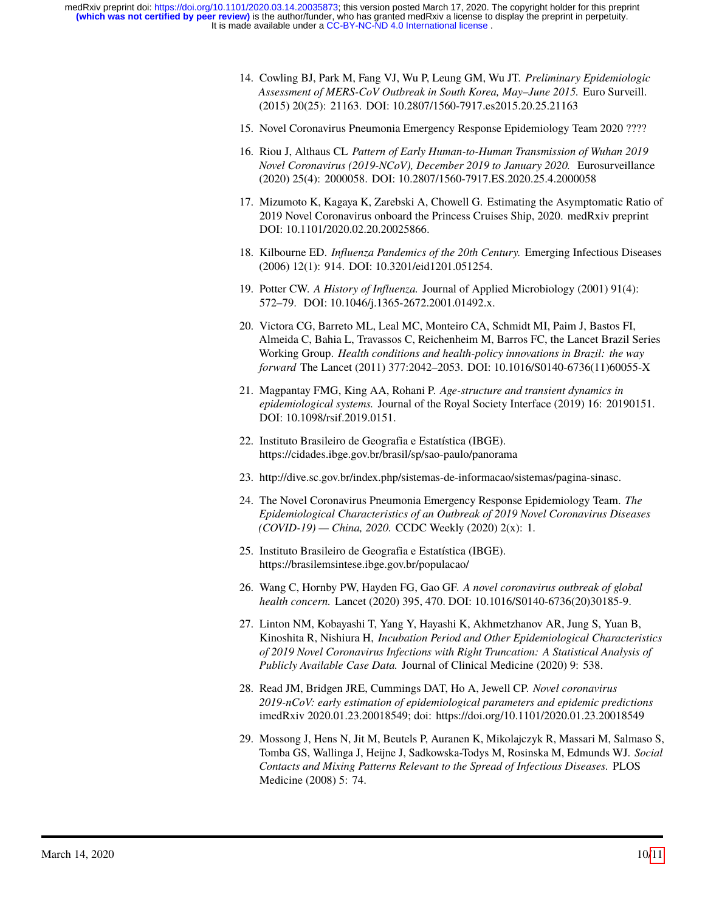14. Cowling BJ, Park M, Fang VJ, Wu P, Leung GM, Wu JT. *Preliminary Epidemiologic Assessment of MERS-CoV Outbreak in South Korea, May–June 2015.* Euro Surveill. (2015) 20(25): 21163. DOI: 10.2807/1560-7917.es2015.20.25.21163

15. Novel Coronavirus Pneumonia Emergency Response Epidemiology Team 2020 ????

16. Riou J, Althaus CL *Pattern of Early Human-to-Human Transmission of Wuhan 2019 Novel Coronavirus (2019-NCoV), December 2019 to January 2020.* Eurosurveillance (2020) 25(4): 2000058. DOI: 10.2807/1560-7917.ES.2020.25.4.2000058

17. Mizumoto K, Kagaya K, Zarebski A, Chowell G. Estimating the Asymptomatic Ratio of 2019 Novel Coronavirus onboard the Princess Cruises Ship, 2020. medRxiv preprint DOI: 10.1101/2020.02.20.20025866.

18. Kilbourne ED. *Influenza Pandemics of the 20th Century.* Emerging Infectious Diseases (2006) 12(1): 914. DOI: 10.3201/eid1201.051254.

19. Potter CW. *A History of Influenza.* Journal of Applied Microbiology (2001) 91(4): 572–79. DOI: 10.1046/j.1365-2672.2001.01492.x.

20. Victora CG, Barreto ML, Leal MC, Monteiro CA, Schmidt MI, Paim J, Bastos FI, Almeida C, Bahia L, Travassos C, Reichenheim M, Barros FC, the Lancet Brazil Series Working Group. *Health conditions and health-policy innovations in Brazil: the way forward* The Lancet (2011) 377:2042–2053. DOI: 10.1016/S0140-6736(11)60055-X

21. Magpantay FMG, King AA, Rohani P. *Age-structure and transient dynamics in epidemiological systems.* Journal of the Royal Society Interface (2019) 16: 20190151. DOI: 10.1098/rsif.2019.0151.

22. Instituto Brasileiro de Geografia e Estatística (IBGE). https://cidades.ibge.gov.br/brasil/sp/sao-paulo/panorama

23. http://dive.sc.gov.br/index.php/sistemas-de-informacao/sistemas/pagina-sinasc.

24. The Novel Coronavirus Pneumonia Emergency Response Epidemiology Team. *The Epidemiological Characteristics of an Outbreak of 2019 Novel Coronavirus Diseases (COVID-19) — China, 2020.* CCDC Weekly (2020) 2(x): 1.

25. Instituto Brasileiro de Geografia e Estatística (IBGE). https://brasilemsintese.ibge.gov.br/populacao/

26. Wang C, Hornby PW, Hayden FG, Gao GF. *A novel coronavirus outbreak of global health concern.* Lancet (2020) 395, 470. DOI: 10.1016/S0140-6736(20)30185-9.

27. Linton NM, Kobayashi T, Yang Y, Hayashi K, Akhmetzhanov AR, Jung S, Yuan B, Kinoshita R, Nishiura H, *Incubation Period and Other Epidemiological Characteristics of 2019 Novel Coronavirus Infections with Right Truncation: A Statistical Analysis of Publicly Available Case Data.* Journal of Clinical Medicine (2020) 9: 538.

28. Read JM, Bridgen JRE, Cummings DAT, Ho A, Jewell CP. *Novel coronavirus 2019-nCoV: early estimation of epidemiological parameters and epidemic predictions* imedRxiv 2020.01.23.20018549; doi: https://doi.org/10.1101/2020.01.23.20018549

29. Mossong J, Hens N, Jit M, Beutels P, Auranen K, Mikolajczyk R, Massari M, Salmaso S, Tomba GS, Wallinga J, Heijne J, Sadkowska-Todys M, Rosinska M, Edmunds WJ. *Social Contacts and Mixing Patterns Relevant to the Spread of Infectious Diseases.* PLOS Medicine (2008) 5: 74.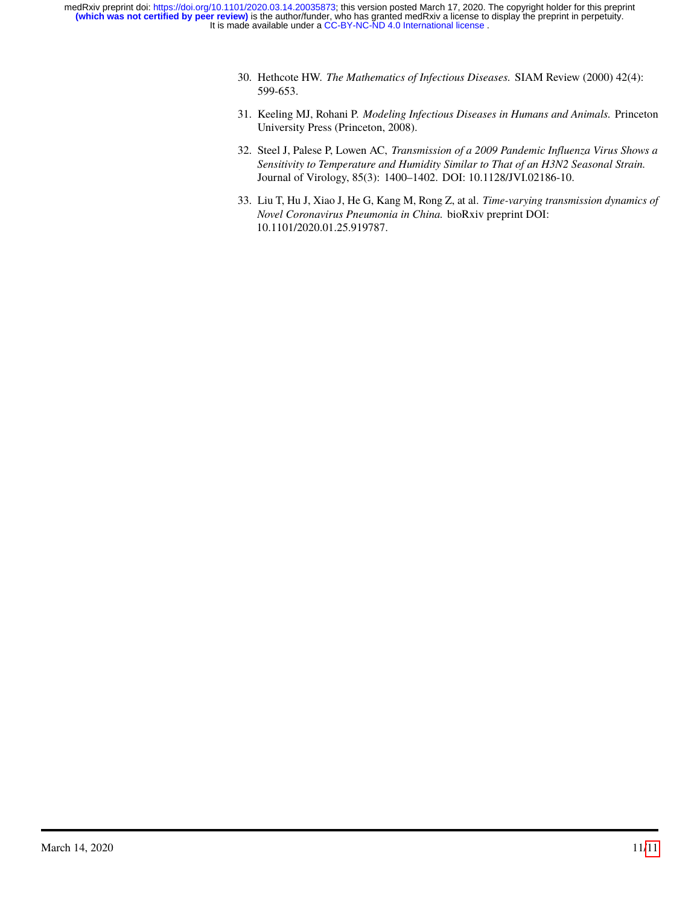30. Hethcote HW. *The Mathematics of Infectious Diseases.* SIAM Review (2000) 42(4): 599-653.

31. Keeling MJ, Rohani P. *Modeling Infectious Diseases in Humans and Animals.* Princeton University Press (Princeton, 2008).

32. Steel J, Palese P, Lowen AC, *Transmission of a 2009 Pandemic Influenza Virus Shows a Sensitivity to Temperature and Humidity Similar to That of an H3N2 Seasonal Strain.* Journal of Virology, 85(3): 1400–1402. DOI: 10.1128/JVI.02186-10.

33. Liu T, Hu J, Xiao J, He G, Kang M, Rong Z, at al. *Time-varying transmission dynamics of Novel Coronavirus Pneumonia in China.* bioRxiv preprint DOI: 10.1101/2020.01.25.919787.